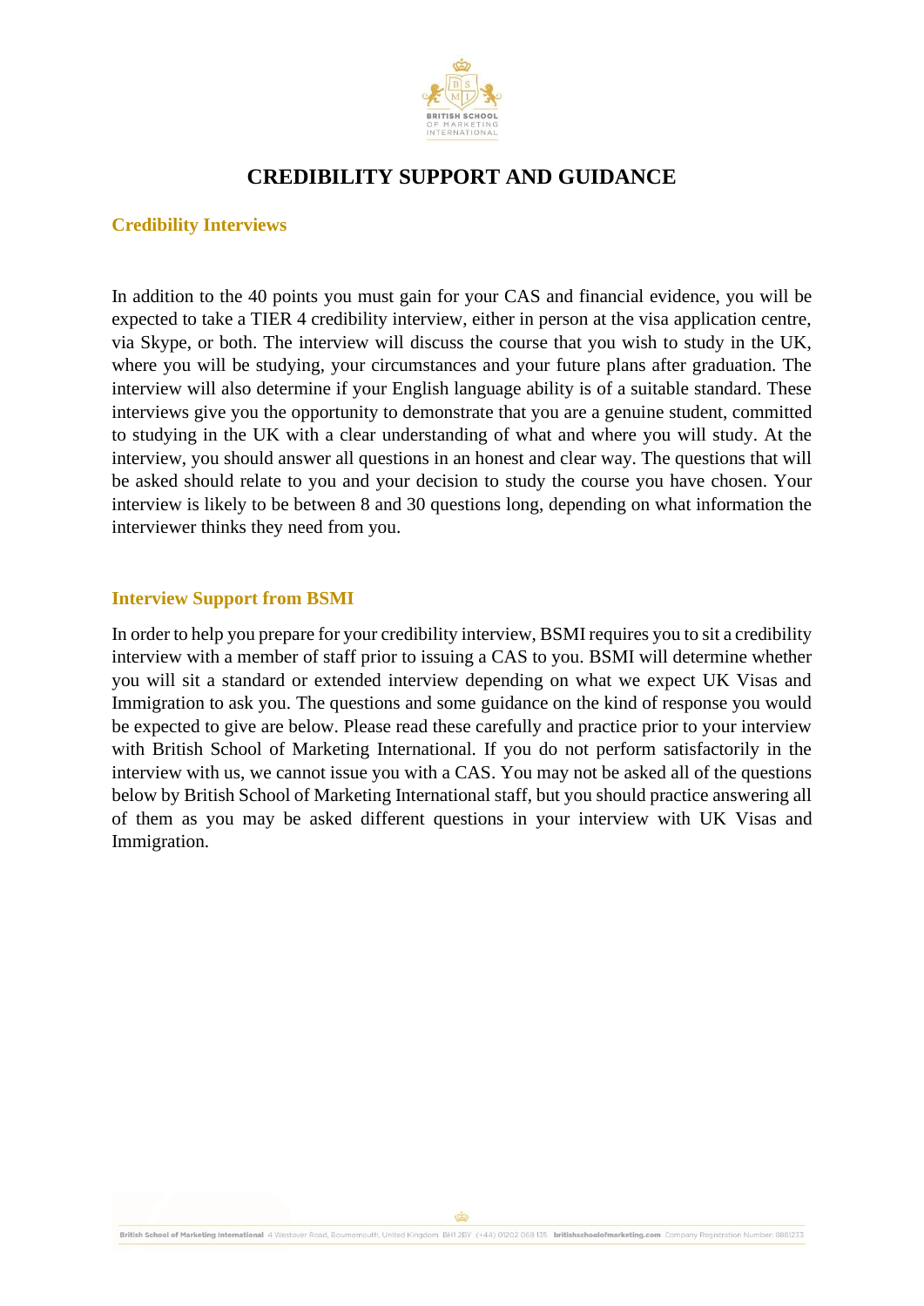# CREDIBILITY SUPPORT AND GUIDANCE

## Credibility Interviews

In addition to the 40 points you must gain for your CAS and financial evidence, you will be expected to take a TIER 4 credibility interview, either in person at the visa application centre, via Skype, or both. The interview will discuss the course that you wish to study in the UK, where you will be studying, your circumstances and your future plans after graduation. The interview will also determine if your English language ability is of a suitable standard. These interviews give you the opportunity to demonstrate that you are a genuine student, committed to studying in the UK with a clear understanding of what and where you will study. At the interview, you should answer all questions in an honest and clear way. The questions that will be asked should relate to you and your decision to study the course you have chosen. Your interview is likely to be between 8 and 30 questions long, depending on what information the interviewer thinks they need from you.

## Interview Support from BSMI

In order to help you prepare for your credibility interview, BSMI requires you to sit a credibility interview with a member of staff prior to issuing a CAS to you. BSMI will determine whether you will sit a standard or extended interview depending on what we expect UK Visas and Immigration to ask you. The questions and some guidance on the kind of response you would be expected to give are below. Please read these carefully and practice prior to your interview with British School of Marketing International. If you do not perform satisfactorily in the interview with us, we cannot issue you with a CAS. You may not be asked all of the questions below by British School of Marketing International staff, but you should practice answering all of them as you may be asked different questions in your interview with UK Visas and Immigration.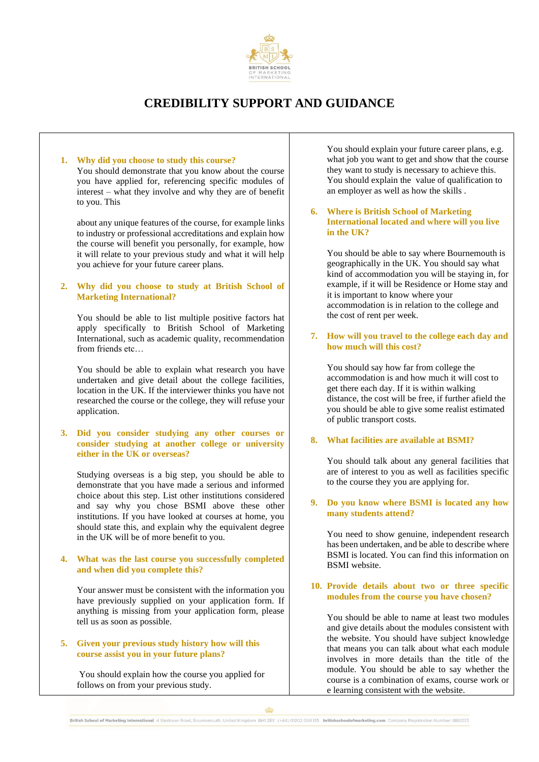# CREDIBILITY SUPPORT AND GUIDANCE

1. **Why did you choose to study this course?**

   You should demonstrate that you know about the course you have applied for, referencing specific modules of interest – what they involve and why they are of benefit to you. This

   about any unique features of the course, for example links to industry or professional accreditations and explain how the course will benefit you personally, for example, how it will relate to your previous study and what it will help you achieve for your future career plans.

2. **Why did you choose to study at British School of Marketing International?**

   You should be able to list multiple positive factors hat apply specifically to British School of Marketing International, such as academic quality, recommendation from friends etc…

   You should be able to explain what research you have undertaken and give detail about the college facilities, location in the UK. If the interviewer thinks you have not researched the course or the college, they will refuse your application.

3. **Did you consider studying any other courses or consider studying at another college or university either in the UK or overseas?**

   Studying overseas is a big step, you should be able to demonstrate that you have made a serious and informed choice about this step. List other institutions considered and say why you chose BSMI above these other institutions. If you have looked at courses at home, you should state this, and explain why the equivalent degree in the UK will be of more benefit to you.

4. **What was the last course you successfully completed and when did you complete this?**

   Your answer must be consistent with the information you have previously supplied on your application form. If anything is missing from your application form, please tell us as soon as possible.

5. **Given your previous study history how will this course assist you in your future plans?**

   You should explain how the course you applied for follows on from your previous study.

   You should explain your future career plans, e.g. what job you want to get and show that the course they want to study is necessary to achieve this. You should explain the value of qualification to an employer as well as how the skills .

6. **Where is British School of Marketing International located and where will you live in the UK?**

   You should be able to say where Bournemouth is geographically in the UK. You should say what kind of accommodation you will be staying in, for example, if it will be Residence or Home stay and it is important to know where your accommodation is in relation to the college and the cost of rent per week.

7. **How will you travel to the college each day and how much will this cost?**

   You should say how far from college the accommodation is and how much it will cost to get there each day. If it is within walking distance, the cost will be free, if further afield the you should be able to give some realist estimated of public transport costs.

8. **What facilities are available at BSMI?**

   You should talk about any general facilities that are of interest to you as well as facilities specific to the course they you are applying for.

9. **Do you know where BSMI is located any how many students attend?**

   You need to show genuine, independent research has been undertaken, and be able to describe where BSMI is located. You can find this information on BSMI website.

10. **Provide details about two or three specific modules from the course you have chosen?**

    You should be able to name at least two modules and give details about the modules consistent with the website. You should have subject knowledge that means you can talk about what each module involves in more details than the title of the module. You should be able to say whether the course is a combination of exams, course work or e learning consistent with the website.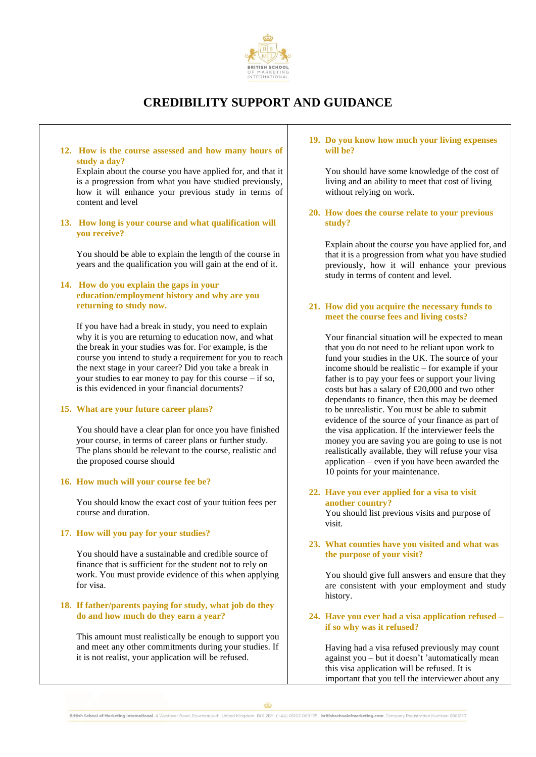# CREDIBILITY SUPPORT AND GUIDANCE

12. **How is the course assessed and how many hours of study a day?**
Explain about the course you have applied for, and that it is a progression from what you have studied previously, how it will enhance your previous study in terms of content and level

13. **How long is your course and what qualification will you receive?**

    You should be able to explain the length of the course in years and the qualification you will gain at the end of it.

14. **How do you explain the gaps in your education/employment history and why are you returning to study now.**

    If you have had a break in study, you need to explain why it is you are returning to education now, and what the break in your studies was for. For example, is the course you intend to study a requirement for you to reach the next stage in your career? Did you take a break in your studies to ear money to pay for this course – if so, is this evidenced in your financial documents?

15. **What are your future career plans?**

    You should have a clear plan for once you have finished your course, in terms of career plans or further study. The plans should be relevant to the course, realistic and the proposed course should

16. **How much will your course fee be?**

    You should know the exact cost of your tuition fees per course and duration.

17. **How will you pay for your studies?**

    You should have a sustainable and credible source of finance that is sufficient for the student not to rely on work. You must provide evidence of this when applying for visa.

18. **If father/parents paying for study, what job do they do and how much do they earn a year?**

    This amount must realistically be enough to support you and meet any other commitments during your studies. If it is not realist, your application will be refused.

19. **Do you know how much your living expenses will be?**

    You should have some knowledge of the cost of living and an ability to meet that cost of living without relying on work.

20. **How does the course relate to your previous study?**

    Explain about the course you have applied for, and that it is a progression from what you have studied previously, how it will enhance your previous study in terms of content and level.

21. **How did you acquire the necessary funds to meet the course fees and living costs?**

    Your financial situation will be expected to mean that you do not need to be reliant upon work to fund your studies in the UK. The source of your income should be realistic – for example if your father is to pay your fees or support your living costs but has a salary of £20,000 and two other dependants to finance, then this may be deemed to be unrealistic. You must be able to submit evidence of the source of your finance as part of the visa application. If the interviewer feels the money you are saving you are going to use is not realistically available, they will refuse your visa application – even if you have been awarded the 10 points for your maintenance.

22. **Have you ever applied for a visa to visit another country?**
You should list previous visits and purpose of visit.

23. **What counties have you visited and what was the purpose of your visit?**

    You should give full answers and ensure that they are consistent with your employment and study history.

24. **Have you ever had a visa application refused – if so why was it refused?**

    Having had a visa refused previously may count against you – but it doesn't 'automatically mean this visa application will be refused. It is important that you tell the interviewer about any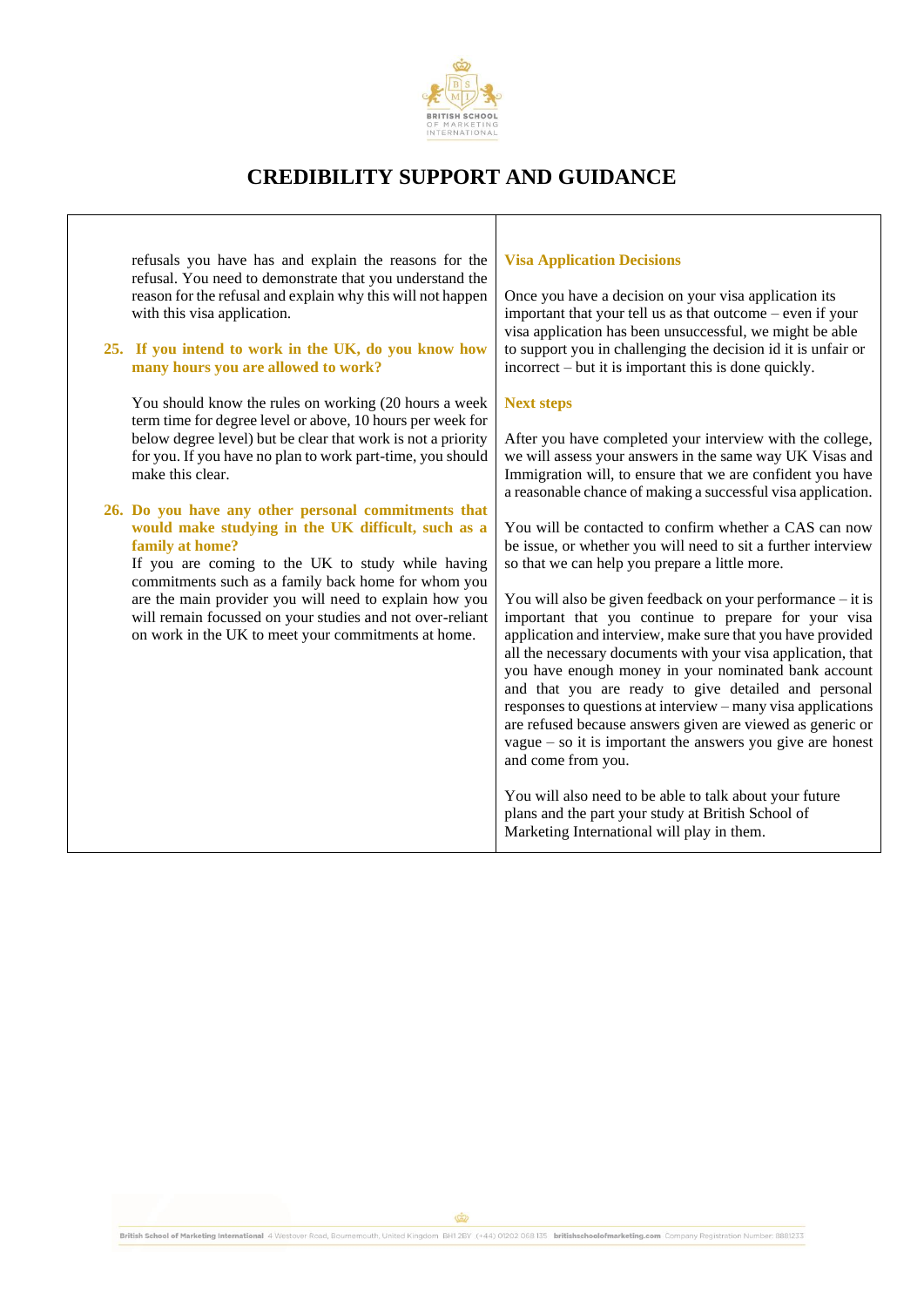# CREDIBILITY SUPPORT AND GUIDANCE

refusals you have has and explain the reasons for the refusal. You need to demonstrate that you understand the reason for the refusal and explain why this will not happen with this visa application.

**25. If you intend to work in the UK, do you know how many hours you are allowed to work?**

You should know the rules on working (20 hours a week term time for degree level or above, 10 hours per week for below degree level) but be clear that work is not a priority for you. If you have no plan to work part-time, you should make this clear.

**26. Do you have any other personal commitments that would make studying in the UK difficult, such as a family at home?**

If you are coming to the UK to study while having commitments such as a family back home for whom you are the main provider you will need to explain how you will remain focussed on your studies and not over-reliant on work in the UK to meet your commitments at home.

### Visa Application Decisions

Once you have a decision on your visa application its important that your tell us as that outcome – even if your visa application has been unsuccessful, we might be able to support you in challenging the decision id it is unfair or incorrect – but it is important this is done quickly.

### Next steps

After you have completed your interview with the college, we will assess your answers in the same way UK Visas and Immigration will, to ensure that we are confident you have a reasonable chance of making a successful visa application.

You will be contacted to confirm whether a CAS can now be issue, or whether you will need to sit a further interview so that we can help you prepare a little more.

You will also be given feedback on your performance – it is important that you continue to prepare for your visa application and interview, make sure that you have provided all the necessary documents with your visa application, that you have enough money in your nominated bank account and that you are ready to give detailed and personal responses to questions at interview – many visa applications are refused because answers given are viewed as generic or vague – so it is important the answers you give are honest and come from you.

You will also need to be able to talk about your future plans and the part your study at British School of Marketing International will play in them.